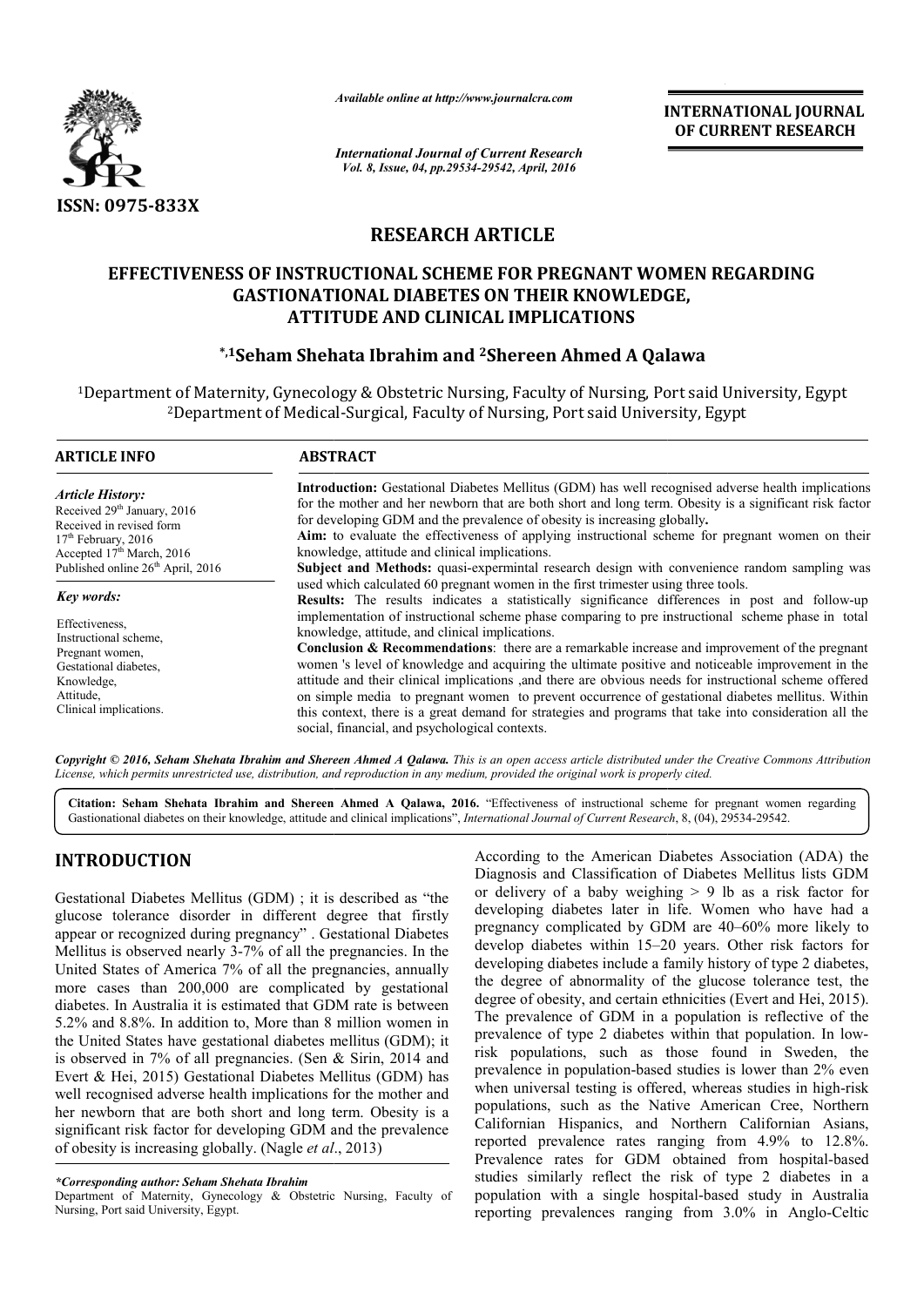ISSN: 0975-833X

*Available online at http://www.journalcra.com*

*International Journal of Current Research*
*Vol. 8, Issue, 04, pp.29534-29542, April, 2016*

**INTERNATIONAL JOURNAL OF CURRENT RESEARCH**

# RESEARCH ARTICLE

## EFFECTIVENESS OF INSTRUCTIONAL SCHEME FOR PREGNANT WOMEN REGARDING GASTIONATIONAL DIABETES ON THEIR KNOWLEDGE, ATTITUDE AND CLINICAL IMPLICATIONS

**[*,1]Seham Shehata Ibrahim and [2]Shereen Ahmed A Qalawa**

[1]Department of Maternity, Gynecology & Obstetric Nursing, Faculty of Nursing, Port said University, Egypt
[2]Department of Medical-Surgical, Faculty of Nursing, Port said University, Egypt

**ARTICLE INFO**

*Article History:*
Received 29th January, 2016
Received in revised form 17th February, 2016
Accepted 17th March, 2016
Published online 26th April, 2016

*Key words:*
Effectiveness,
Instructional scheme,
Pregnant women,
Gestational diabetes,
Knowledge,
Attitude,
Clinical implications.

**ABSTRACT**

**Introduction:** Gestational Diabetes Mellitus (GDM) has well recognised adverse health implications for the mother and her newborn that are both short and long term. Obesity is a significant risk factor for developing GDM and the prevalence of obesity is increasing globally**.**

**Aim:** to evaluate the effectiveness of applying instructional scheme for pregnant women on their knowledge, attitude and clinical implications.

**Subject and Methods:** quasi-expermintal research design with convenience random sampling was used which calculated 60 pregnant women in the first trimester using three tools.

**Results:** The results indicates a statistically significance differences in post and follow-up implementation of instructional scheme phase comparing to pre instructional scheme phase in total knowledge, attitude, and clinical implications.

**Conclusion & Recommendations**: there are a remarkable increase and improvement of the pregnant women 's level of knowledge and acquiring the ultimate positive and noticeable improvement in the attitude and their clinical implications ,and there are obvious needs for instructional scheme offered on simple media to pregnant women to prevent occurrence of gestational diabetes mellitus. Within this context, there is a great demand for strategies and programs that take into consideration all the social, financial, and psychological contexts.

*Copyright © 2016, Seham Shehata Ibrahim and Shereen Ahmed A Qalawa. This is an open access article distributed under the Creative Commons Attribution License, which permits unrestricted use, distribution, and reproduction in any medium, provided the original work is properly cited.*

**Citation: Seham Shehata Ibrahim and Shereen Ahmed A Qalawa, 2016.** "Effectiveness of instructional scheme for pregnant women regarding Gastionational diabetes on their knowledge, attitude and clinical implications", *International Journal of Current Research*, 8, (04), 29534-29542.

# INTRODUCTION

Gestational Diabetes Mellitus (GDM) ; it is described as "the glucose tolerance disorder in different degree that firstly appear or recognized during pregnancy" . Gestational Diabetes Mellitus is observed nearly 3-7% of all the pregnancies. In the United States of America 7% of all the pregnancies, annually more cases than 200,000 are complicated by gestational diabetes. In Australia it is estimated that GDM rate is between 5.2% and 8.8%. In addition to, More than 8 million women in the United States have gestational diabetes mellitus (GDM); it is observed in 7% of all pregnancies. (Sen & Sirin, 2014 and Evert & Hei, 2015) Gestational Diabetes Mellitus (GDM) has well recognised adverse health implications for the mother and her newborn that are both short and long term. Obesity is a significant risk factor for developing GDM and the prevalence of obesity is increasing globally. (Nagle *et al*., 2013)

According to the American Diabetes Association (ADA) the Diagnosis and Classification of Diabetes Mellitus lists GDM or delivery of a baby weighing > 9 lb as a risk factor for developing diabetes later in life. Women who have had a pregnancy complicated by GDM are 40–60% more likely to develop diabetes within 15–20 years. Other risk factors for developing diabetes include a family history of type 2 diabetes, the degree of abnormality of the glucose tolerance test, the degree of obesity, and certain ethnicities (Evert and Hei, 2015). The prevalence of GDM in a population is reflective of the prevalence of type 2 diabetes within that population. In low-risk populations, such as those found in Sweden, the prevalence in population-based studies is lower than 2% even when universal testing is offered, whereas studies in high-risk populations, such as the Native American Cree, Northern Californian Hispanics, and Northern Californian Asians, reported prevalence rates ranging from 4.9% to 12.8%. Prevalence rates for GDM obtained from hospital-based studies similarly reflect the risk of type 2 diabetes in a population with a single hospital-based study in Australia reporting prevalences ranging from 3.0% in Anglo-Celtic

*\*Corresponding author: Seham Shehata Ibrahim*
Department of Maternity, Gynecology & Obstetric Nursing, Faculty of Nursing, Port said University, Egypt.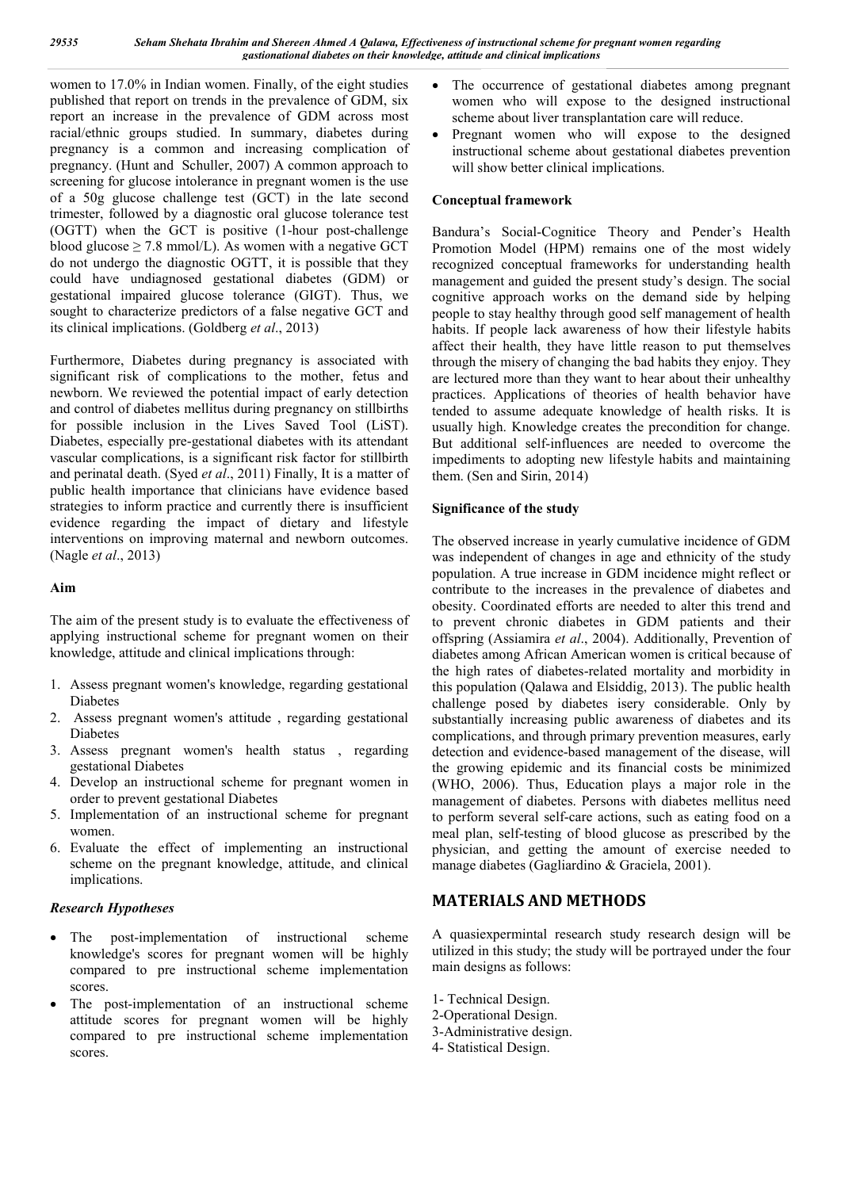women to 17.0% in Indian women. Finally, of the eight studies published that report on trends in the prevalence of GDM, six report an increase in the prevalence of GDM across most racial/ethnic groups studied. In summary, diabetes during pregnancy is a common and increasing complication of pregnancy. (Hunt and Schuller, 2007) A common approach to screening for glucose intolerance in pregnant women is the use of a 50g glucose challenge test (GCT) in the late second trimester, followed by a diagnostic oral glucose tolerance test (OGTT) when the GCT is positive (1-hour post-challenge blood glucose ≥ 7.8 mmol/L). As women with a negative GCT do not undergo the diagnostic OGTT, it is possible that they could have undiagnosed gestational diabetes (GDM) or gestational impaired glucose tolerance (GIGT). Thus, we sought to characterize predictors of a false negative GCT and its clinical implications. (Goldberg *et al*., 2013)

Furthermore, Diabetes during pregnancy is associated with significant risk of complications to the mother, fetus and newborn. We reviewed the potential impact of early detection and control of diabetes mellitus during pregnancy on stillbirths for possible inclusion in the Lives Saved Tool (LiST). Diabetes, especially pre-gestational diabetes with its attendant vascular complications, is a significant risk factor for stillbirth and perinatal death. (Syed *et al*., 2011) Finally, It is a matter of public health importance that clinicians have evidence based strategies to inform practice and currently there is insufficient evidence regarding the impact of dietary and lifestyle interventions on improving maternal and newborn outcomes. (Nagle *et al*., 2013)

## Aim

The aim of the present study is to evaluate the effectiveness of applying instructional scheme for pregnant women on their knowledge, attitude and clinical implications through:

1. Assess pregnant women's knowledge, regarding gestational Diabetes
2. Assess pregnant women's attitude , regarding gestational Diabetes
3. Assess pregnant women's health status , regarding gestational Diabetes
4. Develop an instructional scheme for pregnant women in order to prevent gestational Diabetes
5. Implementation of an instructional scheme for pregnant women.
6. Evaluate the effect of implementing an instructional scheme on the pregnant knowledge, attitude, and clinical implications.

### *Research Hypotheses*

- The post-implementation of instructional scheme knowledge's scores for pregnant women will be highly compared to pre instructional scheme implementation scores.
- The post-implementation of an instructional scheme attitude scores for pregnant women will be highly compared to pre instructional scheme implementation scores.
- The occurrence of gestational diabetes among pregnant women who will expose to the designed instructional scheme about liver transplantation care will reduce.
- Pregnant women who will expose to the designed instructional scheme about gestational diabetes prevention will show better clinical implications.

## Conceptual framework

Bandura's Social-Cognitice Theory and Pender's Health Promotion Model (HPM) remains one of the most widely recognized conceptual frameworks for understanding health management and guided the present study's design. The social cognitive approach works on the demand side by helping people to stay healthy through good self management of health habits. If people lack awareness of how their lifestyle habits affect their health, they have little reason to put themselves through the misery of changing the bad habits they enjoy. They are lectured more than they want to hear about their unhealthy practices. Applications of theories of health behavior have tended to assume adequate knowledge of health risks. It is usually high. Knowledge creates the precondition for change. But additional self-influences are needed to overcome the impediments to adopting new lifestyle habits and maintaining them. (Sen and Sirin, 2014)

## Significance of the study

The observed increase in yearly cumulative incidence of GDM was independent of changes in age and ethnicity of the study population. A true increase in GDM incidence might reflect or contribute to the increases in the prevalence of diabetes and obesity. Coordinated efforts are needed to alter this trend and to prevent chronic diabetes in GDM patients and their offspring (Assiamira *et al*., 2004). Additionally, Prevention of diabetes among African American women is critical because of the high rates of diabetes-related mortality and morbidity in this population (Qalawa and Elsiddig, 2013). The public health challenge posed by diabetes isery considerable. Only by substantially increasing public awareness of diabetes and its complications, and through primary prevention measures, early detection and evidence-based management of the disease, will the growing epidemic and its financial costs be minimized (WHO, 2006). Thus, Education plays a major role in the management of diabetes. Persons with diabetes mellitus need to perform several self-care actions, such as eating food on a meal plan, self-testing of blood glucose as prescribed by the physician, and getting the amount of exercise needed to manage diabetes (Gagliardino & Graciela, 2001).

# MATERIALS AND METHODS

A quasiexpermintal research study research design will be utilized in this study; the study will be portrayed under the four main designs as follows:

1- Technical Design.
2-Operational Design.
3-Administrative design.
4- Statistical Design.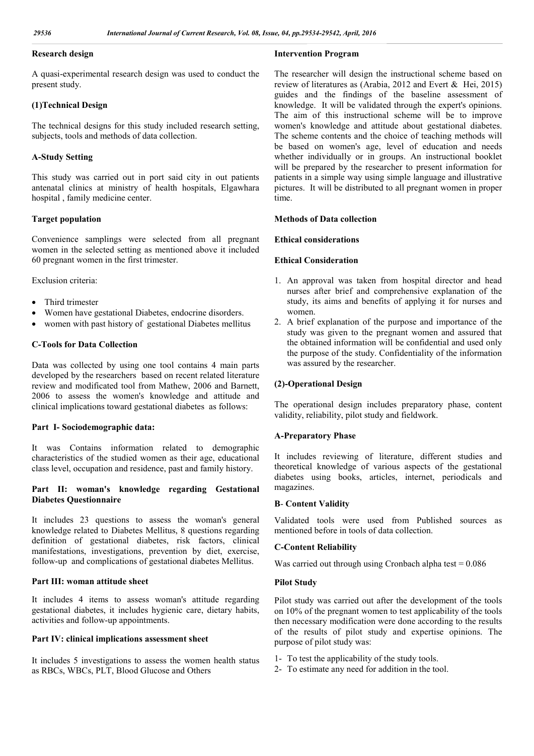### Research design

A quasi-experimental research design was used to conduct the present study.

### (1)Technical Design

The technical designs for this study included research setting, subjects, tools and methods of data collection.

### A-Study Setting

This study was carried out in port said city in out patients antenatal clinics at ministry of health hospitals, Elgawhara hospital , family medicine center.

### Target population

Convenience samplings were selected from all pregnant women in the selected setting as mentioned above it included 60 pregnant women in the first trimester.

Exclusion criteria:

- Third trimester
- Women have gestational Diabetes, endocrine disorders.
- women with past history of gestational Diabetes mellitus

### C-Tools for Data Collection

Data was collected by using one tool contains 4 main parts developed by the researchers based on recent related literature review and modificated tool from Mathew, 2006 and Barnett, 2006 to assess the women's knowledge and attitude and clinical implications toward gestational diabetes as follows:

### Part I- Sociodemographic data:

It was Contains information related to demographic characteristics of the studied women as their age, educational class level, occupation and residence, past and family history.

### Part II: woman's knowledge regarding Gestational Diabetes Questionnaire

It includes 23 questions to assess the woman's general knowledge related to Diabetes Mellitus, 8 questions regarding definition of gestational diabetes, risk factors, clinical manifestations, investigations, prevention by diet, exercise, follow-up and complications of gestational diabetes Mellitus.

### Part III: woman attitude sheet

It includes 4 items to assess woman's attitude regarding gestational diabetes, it includes hygienic care, dietary habits, activities and follow-up appointments.

### Part IV: clinical implications assessment sheet

It includes 5 investigations to assess the women health status as RBCs, WBCs, PLT, Blood Glucose and Others

### Intervention Program

The researcher will design the instructional scheme based on review of literatures as (Arabia, 2012 and Evert & Hei, 2015) guides and the findings of the baseline assessment of knowledge. It will be validated through the expert's opinions. The aim of this instructional scheme will be to improve women's knowledge and attitude about gestational diabetes. The scheme contents and the choice of teaching methods will be based on women's age, level of education and needs whether individually or in groups. An instructional booklet will be prepared by the researcher to present information for patients in a simple way using simple language and illustrative pictures. It will be distributed to all pregnant women in proper time.

### Methods of Data collection

### Ethical considerations

### Ethical Consideration

1. An approval was taken from hospital director and head nurses after brief and comprehensive explanation of the study, its aims and benefits of applying it for nurses and women.
2. A brief explanation of the purpose and importance of the study was given to the pregnant women and assured that the obtained information will be confidential and used only the purpose of the study. Confidentiality of the information was assured by the researcher.

### (2)-Operational Design

The operational design includes preparatory phase, content validity, reliability, pilot study and fieldwork.

### A-Preparatory Phase

It includes reviewing of literature, different studies and theoretical knowledge of various aspects of the gestational diabetes using books, articles, internet, periodicals and magazines.

### B- Content Validity

Validated tools were used from Published sources as mentioned before in tools of data collection.

### C-Content Reliability

Was carried out through using Cronbach alpha test = 0.086

### Pilot Study

Pilot study was carried out after the development of the tools on 10% of the pregnant women to test applicability of the tools then necessary modification were done according to the results of the results of pilot study and expertise opinions. The purpose of pilot study was:

1- To test the applicability of the study tools.
2- To estimate any need for addition in the tool.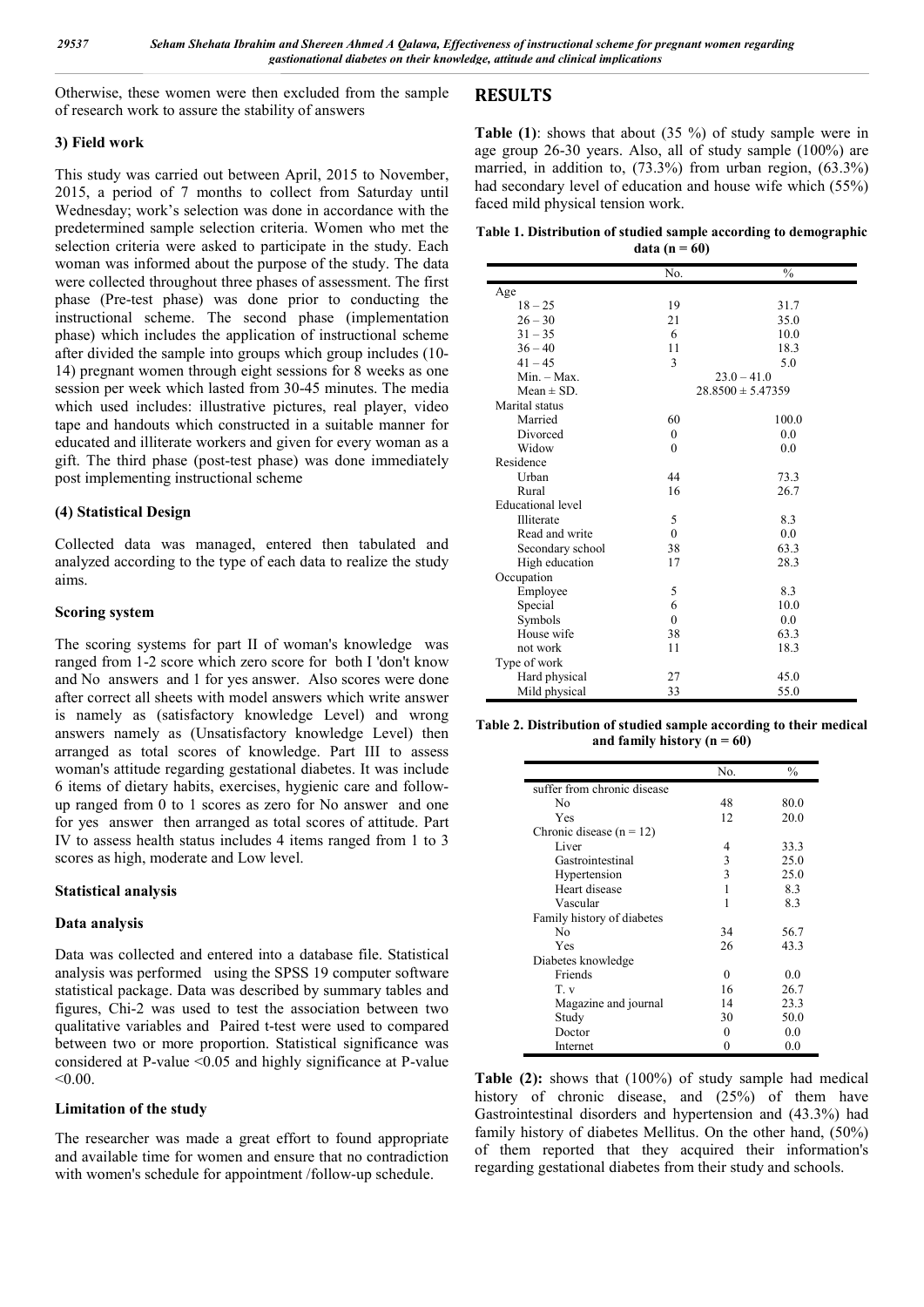Otherwise, these women were then excluded from the sample of research work to assure the stability of answers

### 3) Field work

This study was carried out between April, 2015 to November, 2015, a period of 7 months to collect from Saturday until Wednesday; work's selection was done in accordance with the predetermined sample selection criteria. Women who met the selection criteria were asked to participate in the study. Each woman was informed about the purpose of the study. The data were collected throughout three phases of assessment. The first phase (Pre-test phase) was done prior to conducting the instructional scheme. The second phase (implementation phase) which includes the application of instructional scheme after divided the sample into groups which group includes (10-14) pregnant women through eight sessions for 8 weeks as one session per week which lasted from 30-45 minutes. The media which used includes: illustrative pictures, real player, video tape and handouts which constructed in a suitable manner for educated and illiterate workers and given for every woman as a gift. The third phase (post-test phase) was done immediately post implementing instructional scheme

### (4) Statistical Design

Collected data was managed, entered then tabulated and analyzed according to the type of each data to realize the study aims.

### Scoring system

The scoring systems for part II of woman's knowledge was ranged from 1-2 score which zero score for both I 'don't know and No answers and 1 for yes answer. Also scores were done after correct all sheets with model answers which write answer is namely as (satisfactory knowledge Level) and wrong answers namely as (Unsatisfactory knowledge Level) then arranged as total scores of knowledge. Part III to assess woman's attitude regarding gestational diabetes. It was include 6 items of dietary habits, exercises, hygienic care and follow-up ranged from 0 to 1 scores as zero for No answer and one for yes answer then arranged as total scores of attitude. Part IV to assess health status includes 4 items ranged from 1 to 3 scores as high, moderate and Low level.

### Statistical analysis

### Data analysis

Data was collected and entered into a database file. Statistical analysis was performed using the SPSS 19 computer software statistical package. Data was described by summary tables and figures, Chi-2 was used to test the association between two qualitative variables and Paired t-test were used to compared between two or more proportion. Statistical significance was considered at P-value <0.05 and highly significance at P-value <0.00.

### Limitation of the study

The researcher was made a great effort to found appropriate and available time for women and ensure that no contradiction with women's schedule for appointment /follow-up schedule.

## RESULTS

**Table (1)**: shows that about (35 %) of study sample were in age group 26-30 years. Also, all of study sample (100%) are married, in addition to, (73.3%) from urban region, (63.3%) had secondary level of education and house wife which (55%) faced mild physical tension work.

**Table 1. Distribution of studied sample according to demographic data (n = 60)**

| | No. | % |
|---|---|---|
| Age | | |
| 18 – 25 | 19 | 31.7 |
| 26 – 30 | 21 | 35.0 |
| 31 – 35 | 6 | 10.0 |
| 36 – 40 | 11 | 18.3 |
| 41 – 45 | 3 | 5.0 |
| Min. – Max. | 23.0 – 41.0 | |
| Mean ± SD. | 28.8500 ± 5.47359 | |
| Marital status | | |
| Married | 60 | 100.0 |
| Divorced | 0 | 0.0 |
| Widow | 0 | 0.0 |
| Residence | | |
| Urban | 44 | 73.3 |
| Rural | 16 | 26.7 |
| Educational level | | |
| Illiterate | 5 | 8.3 |
| Read and write | 0 | 0.0 |
| Secondary school | 38 | 63.3 |
| High education | 17 | 28.3 |
| Occupation | | |
| Employee | 5 | 8.3 |
| Special | 6 | 10.0 |
| Symbols | 0 | 0.0 |
| House wife | 38 | 63.3 |
| not work | 11 | 18.3 |
| Type of work | | |
| Hard physical | 27 | 45.0 |
| Mild physical | 33 | 55.0 |

**Table 2. Distribution of studied sample according to their medical and family history (n = 60)**

| | No. | % |
|---|---|---|
| suffer from chronic disease | | |
| No | 48 | 80.0 |
| Yes | 12 | 20.0 |
| Chronic disease (n = 12) | | |
| Liver | 4 | 33.3 |
| Gastrointestinal | 3 | 25.0 |
| Hypertension | 3 | 25.0 |
| Heart disease | 1 | 8.3 |
| Vascular | 1 | 8.3 |
| Family history of diabetes | | |
| No | 34 | 56.7 |
| Yes | 26 | 43.3 |
| Diabetes knowledge | | |
| Friends | 0 | 0.0 |
| T. v | 16 | 26.7 |
| Magazine and journal | 14 | 23.3 |
| Study | 30 | 50.0 |
| Doctor | 0 | 0.0 |
| Internet | 0 | 0.0 |

**Table (2):** shows that (100%) of study sample had medical history of chronic disease, and (25%) of them have Gastrointestinal disorders and hypertension and (43.3%) had family history of diabetes Mellitus. On the other hand, (50%) of them reported that they acquired their information's regarding gestational diabetes from their study and schools.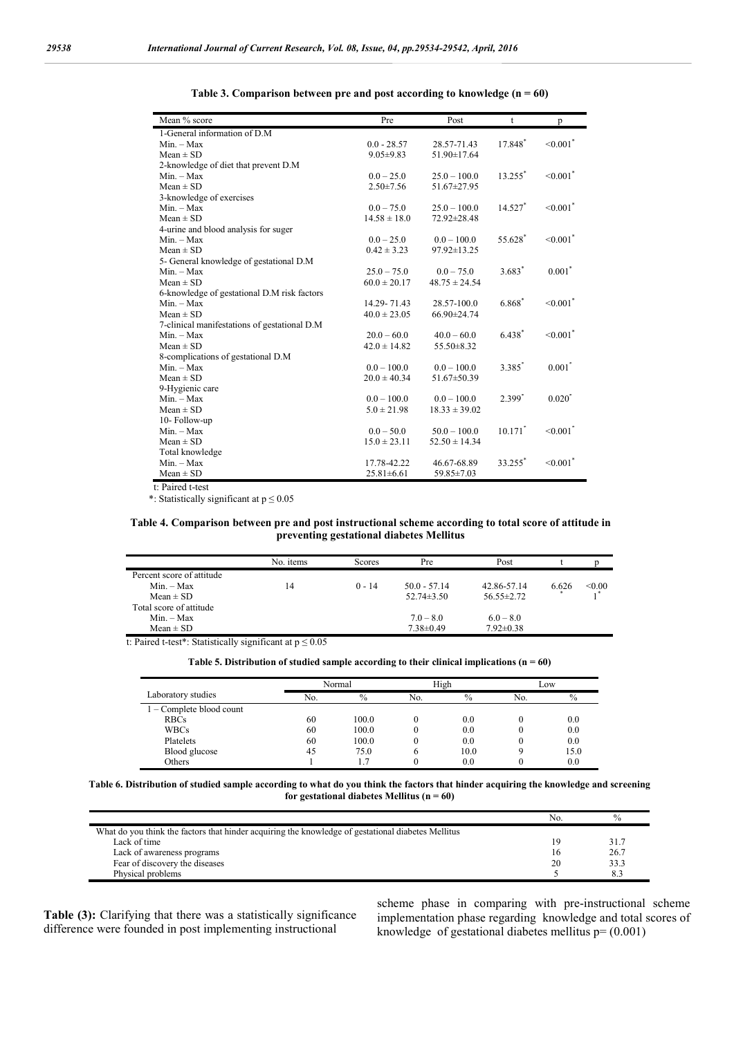**Table 3. Comparison between pre and post according to knowledge (n = 60)**

| Mean % score | Pre | Post | t | p |
|---|---|---|---|---|
| 1-General information of D.M | | | | |
| Min. – Max | 0.0 - 28.57 | 28.57-71.43 | 17.848* | <0.001* |
| Mean ± SD | 9.05±9.83 | 51.90±17.64 | | |
| 2-knowledge of diet that prevent D.M | | | | |
| Min. – Max | 0.0 – 25.0 | 25.0 – 100.0 | 13.255* | <0.001* |
| Mean ± SD | 2.50±7.56 | 51.67±27.95 | | |
| 3-knowledge of exercises | | | | |
| Min. – Max | 0.0 – 75.0 | 25.0 – 100.0 | 14.527* | <0.001* |
| Mean ± SD | 14.58 ± 18.0 | 72.92±28.48 | | |
| 4-urine and blood analysis for suger | | | | |
| Min. – Max | 0.0 – 25.0 | 0.0 – 100.0 | 55.628* | <0.001* |
| Mean ± SD | 0.42 ± 3.23 | 97.92±13.25 | | |
| 5- General knowledge of gestational D.M | | | | |
| Min. – Max | 25.0 – 75.0 | 0.0 – 75.0 | 3.683* | 0.001* |
| Mean ± SD | 60.0 ± 20.17 | 48.75 ± 24.54 | | |
| 6-knowledge of gestational D.M risk factors | | | | |
| Min. – Max | 14.29- 71.43 | 28.57-100.0 | 6.868* | <0.001* |
| Mean ± SD | 40.0 ± 23.05 | 66.90±24.74 | | |
| 7-clinical manifestations of gestational D.M | | | | |
| Min. – Max | 20.0 – 60.0 | 40.0 – 60.0 | 6.438* | <0.001* |
| Mean ± SD | 42.0 ± 14.82 | 55.50±8.32 | | |
| 8-complications of gestational D.M | | | | |
| Min. – Max | 0.0 – 100.0 | 0.0 – 100.0 | 3.385* | 0.001* |
| Mean ± SD | 20.0 ± 40.34 | 51.67±50.39 | | |
| 9-Hygienic care | | | | |
| Min. – Max | 0.0 – 100.0 | 0.0 – 100.0 | 2.399* | 0.020* |
| Mean ± SD | 5.0 ± 21.98 | 18.33 ± 39.02 | | |
| 10- Follow-up | | | | |
| Min. – Max | 0.0 – 50.0 | 50.0 – 100.0 | 10.171* | <0.001* |
| Mean ± SD | 15.0 ± 23.11 | 52.50 ± 14.34 | | |
| Total knowledge | | | | |
| Min. – Max | 17.78-42.22 | 46.67-68.89 | 33.255* | <0.001* |
| Mean ± SD | 25.81±6.61 | 59.85±7.03 | | |

t: Paired t-test

*: Statistically significant at $p \leq 0.05$

**Table 4. Comparison between pre and post instructional scheme according to total score of attitude in preventing gestational diabetes Mellitus**

| | No. items | Scores | Pre | Post | t | p |
|---|---|---|---|---|---|---|
| Percent score of attitude | | | | | | |
| Min. – Max | 14 | 0 - 14 | 50.0 - 57.14 | 42.86-57.14 | 6.626* | <0.001* |
| Mean ± SD | | | 52.74±3.50 | 56.55±2.72 | | |
| Total score of attitude | | | | | | |
| Min. – Max | | | 7.0 – 8.0 | 6.0 – 8.0 | | |
| Mean ± SD | | | 7.38±0.49 | 7.92±0.38 | | |

t: Paired t-test*: Statistically significant at $p \leq 0.05$

**Table 5. Distribution of studied sample according to their clinical implications (n = 60)**

| Laboratory studies | Normal | | High | | Low | |
|---|---|---|---|---|---|---|
| | No. | % | No. | % | No. | % |
| 1 – Complete blood count | | | | | | |
| RBCs | 60 | 100.0 | 0 | 0.0 | 0 | 0.0 |
| WBCs | 60 | 100.0 | 0 | 0.0 | 0 | 0.0 |
| Platelets | 60 | 100.0 | 0 | 0.0 | 0 | 0.0 |
| Blood glucose | 45 | 75.0 | 6 | 10.0 | 9 | 15.0 |
| Others | 1 | 1.7 | 0 | 0.0 | 0 | 0.0 |

**Table 6. Distribution of studied sample according to what do you think the factors that hinder acquiring the knowledge and screening for gestational diabetes Mellitus (n = 60)**

| | No. | % |
|---|---|---|
| What do you think the factors that hinder acquiring the knowledge of gestational diabetes Mellitus | | |
| Lack of time | 19 | 31.7 |
| Lack of awareness programs | 16 | 26.7 |
| Fear of discovery the diseases | 20 | 33.3 |
| Physical problems | 5 | 8.3 |

**Table (3):** Clarifying that there was a statistically significance difference were founded in post implementing instructional scheme phase in comparing with pre-instructional scheme implementation phase regarding knowledge and total scores of knowledge of gestational diabetes mellitus p= (0.001)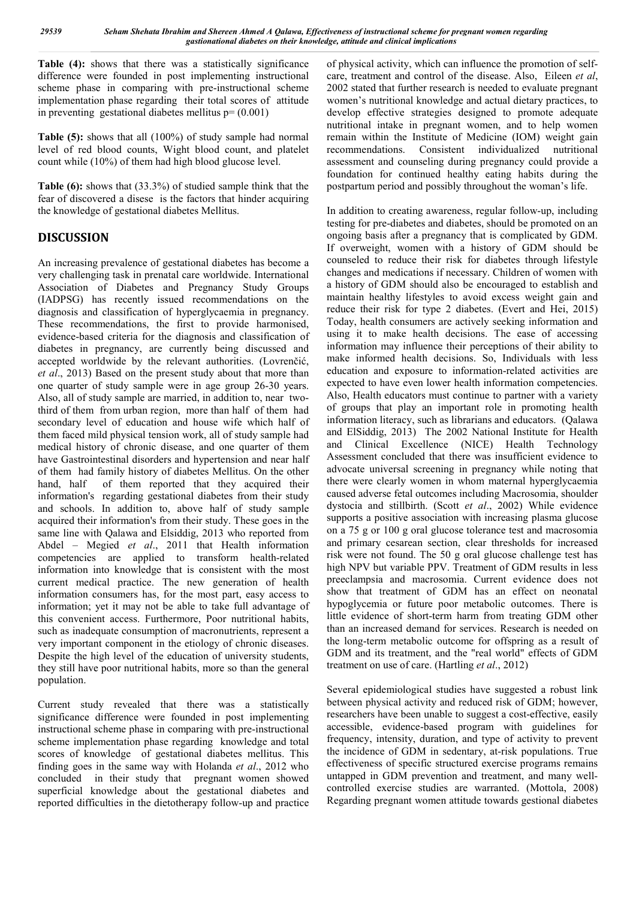**Table (4):** shows that there was a statistically significance difference were founded in post implementing instructional scheme phase in comparing with pre-instructional scheme implementation phase regarding their total scores of attitude in preventing gestational diabetes mellitus p= (0.001)

**Table (5):** shows that all (100%) of study sample had normal level of red blood counts, Wight blood count, and platelet count while (10%) of them had high blood glucose level.

**Table (6):** shows that (33.3%) of studied sample think that the fear of discovered a disese is the factors that hinder acquiring the knowledge of gestational diabetes Mellitus.

## DISCUSSION

An increasing prevalence of gestational diabetes has become a very challenging task in prenatal care worldwide. International Association of Diabetes and Pregnancy Study Groups (IADPSG) has recently issued recommendations on the diagnosis and classification of hyperglycaemia in pregnancy. These recommendations, the first to provide harmonised, evidence-based criteria for the diagnosis and classification of diabetes in pregnancy, are currently being discussed and accepted worldwide by the relevant authorities. (Lovrenčić, *et al*., 2013) Based on the present study about that more than one quarter of study sample were in age group 26-30 years. Also, all of study sample are married, in addition to, near two-third of them from urban region, more than half of them had secondary level of education and house wife which half of them faced mild physical tension work, all of study sample had medical history of chronic disease, and one quarter of them have Gastrointestinal disorders and hypertension and near half of them had family history of diabetes Mellitus. On the other hand, half of them reported that they acquired their information's regarding gestational diabetes from their study and schools. In addition to, above half of study sample acquired their information's from their study. These goes in the same line with Qalawa and Elsiddig, 2013 who reported from Abdel – Megied *et al*., 2011 that Health information competencies are applied to transform health-related information into knowledge that is consistent with the most current medical practice. The new generation of health information consumers has, for the most part, easy access to information; yet it may not be able to take full advantage of this convenient access. Furthermore, Poor nutritional habits, such as inadequate consumption of macronutrients, represent a very important component in the etiology of chronic diseases. Despite the high level of the education of university students, they still have poor nutritional habits, more so than the general population.

Current study revealed that there was a statistically significance difference were founded in post implementing instructional scheme phase in comparing with pre-instructional scheme implementation phase regarding knowledge and total scores of knowledge of gestational diabetes mellitus. This finding goes in the same way with Holanda *et al*., 2012 who concluded in their study that pregnant women showed superficial knowledge about the gestational diabetes and reported difficulties in the dietotherapy follow-up and practice of physical activity, which can influence the promotion of self-care, treatment and control of the disease. Also, Eileen *et al*, 2002 stated that further research is needed to evaluate pregnant women's nutritional knowledge and actual dietary practices, to develop effective strategies designed to promote adequate nutritional intake in pregnant women, and to help women remain within the Institute of Medicine (IOM) weight gain recommendations. Consistent individualized nutritional assessment and counseling during pregnancy could provide a foundation for continued healthy eating habits during the postpartum period and possibly throughout the woman's life.

In addition to creating awareness, regular follow-up, including testing for pre-diabetes and diabetes, should be promoted on an ongoing basis after a pregnancy that is complicated by GDM. If overweight, women with a history of GDM should be counseled to reduce their risk for diabetes through lifestyle changes and medications if necessary. Children of women with a history of GDM should also be encouraged to establish and maintain healthy lifestyles to avoid excess weight gain and reduce their risk for type 2 diabetes. (Evert and Hei, 2015) Today, health consumers are actively seeking information and using it to make health decisions. The ease of accessing information may influence their perceptions of their ability to make informed health decisions. So, Individuals with less education and exposure to information-related activities are expected to have even lower health information competencies. Also, Health educators must continue to partner with a variety of groups that play an important role in promoting health information literacy, such as librarians and educators. (Qalawa and ElSiddig, 2013) The 2002 National Institute for Health and Clinical Excellence (NICE) Health Technology Assessment concluded that there was insufficient evidence to advocate universal screening in pregnancy while noting that there were clearly women in whom maternal hyperglycaemia caused adverse fetal outcomes including Macrosomia, shoulder dystocia and stillbirth. (Scott *et al*., 2002) While evidence supports a positive association with increasing plasma glucose on a 75 g or 100 g oral glucose tolerance test and macrosomia and primary cesarean section, clear thresholds for increased risk were not found. The 50 g oral glucose challenge test has high NPV but variable PPV. Treatment of GDM results in less preeclampsia and macrosomia. Current evidence does not show that treatment of GDM has an effect on neonatal hypoglycemia or future poor metabolic outcomes. There is little evidence of short-term harm from treating GDM other than an increased demand for services. Research is needed on the long-term metabolic outcome for offspring as a result of GDM and its treatment, and the "real world" effects of GDM treatment on use of care. (Hartling *et al*., 2012)

Several epidemiological studies have suggested a robust link between physical activity and reduced risk of GDM; however, researchers have been unable to suggest a cost-effective, easily accessible, evidence-based program with guidelines for frequency, intensity, duration, and type of activity to prevent the incidence of GDM in sedentary, at-risk populations. True effectiveness of specific structured exercise programs remains untapped in GDM prevention and treatment, and many well-controlled exercise studies are warranted. (Mottola, 2008) Regarding pregnant women attitude towards gestional diabetes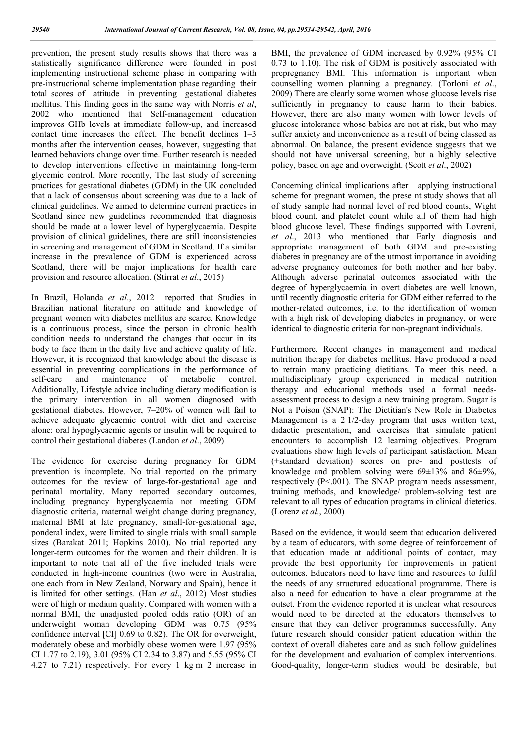prevention, the present study results shows that there was a statistically significance difference were founded in post implementing instructional scheme phase in comparing with pre-instructional scheme implementation phase regarding their total scores of attitude in preventing gestational diabetes mellitus. This finding goes in the same way with Norris *et al*, 2002 who mentioned that Self-management education improves GHb levels at immediate follow-up, and increased contact time increases the effect. The benefit declines 1–3 months after the intervention ceases, however, suggesting that learned behaviors change over time. Further research is needed to develop interventions effective in maintaining long-term glycemic control. More recently, The last study of screening practices for gestational diabetes (GDM) in the UK concluded that a lack of consensus about screening was due to a lack of clinical guidelines. We aimed to determine current practices in Scotland since new guidelines recommended that diagnosis should be made at a lower level of hyperglycaemia. Despite provision of clinical guidelines, there are still inconsistencies in screening and management of GDM in Scotland. If a similar increase in the prevalence of GDM is experienced across Scotland, there will be major implications for health care provision and resource allocation. (Stirrat *et al*., 2015)

In Brazil, Holanda *et al*., 2012 reported that Studies in Brazilian national literature on attitude and knowledge of pregnant women with diabetes mellitus are scarce. Knowledge is a continuous process, since the person in chronic health condition needs to understand the changes that occur in its body to face them in the daily live and achieve quality of life. However, it is recognized that knowledge about the disease is essential in preventing complications in the performance of self-care and maintenance of metabolic control. Additionally, Lifestyle advice including dietary modification is the primary intervention in all women diagnosed with gestational diabetes. However, 7–20% of women will fail to achieve adequate glycaemic control with diet and exercise alone: oral hypoglycaemic agents or insulin will be required to control their gestational diabetes (Landon *et al*., 2009)

The evidence for exercise during pregnancy for GDM prevention is incomplete. No trial reported on the primary outcomes for the review of large-for-gestational age and perinatal mortality. Many reported secondary outcomes, including pregnancy hyperglycaemia not meeting GDM diagnostic criteria, maternal weight change during pregnancy, maternal BMI at late pregnancy, small-for-gestational age, ponderal index, were limited to single trials with small sample sizes (Barakat 2011; Hopkins 2010). No trial reported any longer-term outcomes for the women and their children. It is important to note that all of the five included trials were conducted in high-income countries (two were in Australia, one each from in New Zealand, Norway and Spain), hence it is limited for other settings. (Han *et al*., 2012) Most studies were of high or medium quality. Compared with women with a normal BMI, the unadjusted pooled odds ratio (OR) of an underweight woman developing GDM was 0.75 (95% confidence interval [CI] 0.69 to 0.82). The OR for overweight, moderately obese and morbidly obese women were 1.97 (95% CI 1.77 to 2.19), 3.01 (95% CI 2.34 to 3.87) and 5.55 (95% CI 4.27 to 7.21) respectively. For every 1 kg m 2 increase in BMI, the prevalence of GDM increased by 0.92% (95% CI 0.73 to 1.10). The risk of GDM is positively associated with prepregnancy BMI. This information is important when counselling women planning a pregnancy. (Torloni *et al*., 2009) There are clearly some women whose glucose levels rise sufficiently in pregnancy to cause harm to their babies. However, there are also many women with lower levels of glucose intolerance whose babies are not at risk, but who may suffer anxiety and inconvenience as a result of being classed as abnormal. On balance, the present evidence suggests that we should not have universal screening, but a highly selective policy, based on age and overweight. (Scott *et al*., 2002)

Concerning clinical implications after applying instructional scheme for pregnant women, the prese nt study shows that all of study sample had normal level of red blood counts, Wight blood count, and platelet count while all of them had high blood glucose level. These findings supported with Lovreni, *et al*., 2013 who mentioned that Early diagnosis and appropriate management of both GDM and pre-existing diabetes in pregnancy are of the utmost importance in avoiding adverse pregnancy outcomes for both mother and her baby. Although adverse perinatal outcomes associated with the degree of hyperglycaemia in overt diabetes are well known, until recently diagnostic criteria for GDM either referred to the mother-related outcomes, i.e. to the identification of women with a high risk of developing diabetes in pregnancy, or were identical to diagnostic criteria for non-pregnant individuals.

Furthermore, Recent changes in management and medical nutrition therapy for diabetes mellitus. Have produced a need to retrain many practicing dietitians. To meet this need, a multidisciplinary group experienced in medical nutrition therapy and educational methods used a formal needs-assessment process to design a new training program. Sugar is Not a Poison (SNAP): The Dietitian's New Role in Diabetes Management is a 2 1/2-day program that uses written text, didactic presentation, and exercises that simulate patient encounters to accomplish 12 learning objectives. Program evaluations show high levels of participant satisfaction. Mean (±standard deviation) scores on pre- and posttests of knowledge and problem solving were 69±13% and 86±9%, respectively (P<.001). The SNAP program needs assessment, training methods, and knowledge/ problem-solving test are relevant to all types of education programs in clinical dietetics. (Lorenz *et al*., 2000)

Based on the evidence, it would seem that education delivered by a team of educators, with some degree of reinforcement of that education made at additional points of contact, may provide the best opportunity for improvements in patient outcomes. Educators need to have time and resources to fulfil the needs of any structured educational programme. There is also a need for education to have a clear programme at the outset. From the evidence reported it is unclear what resources would need to be directed at the educators themselves to ensure that they can deliver programmes successfully. Any future research should consider patient education within the context of overall diabetes care and as such follow guidelines for the development and evaluation of complex interventions. Good-quality, longer-term studies would be desirable, but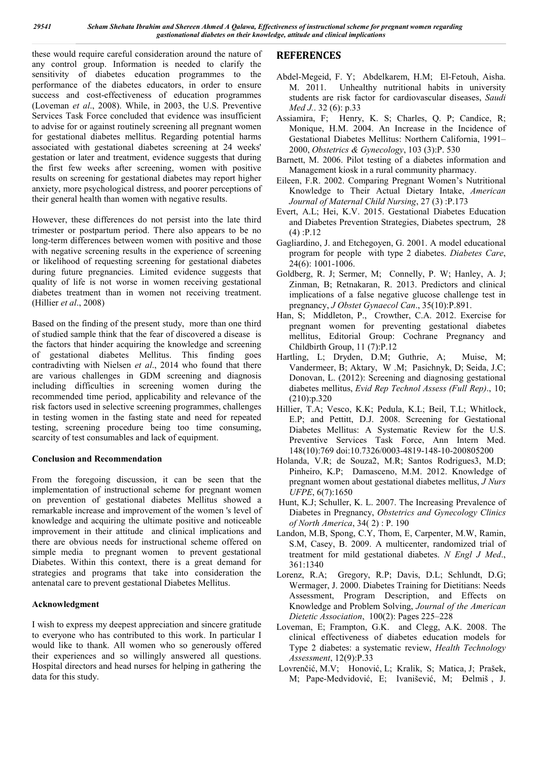these would require careful consideration around the nature of any control group. Information is needed to clarify the sensitivity of diabetes education programmes to the performance of the diabetes educators, in order to ensure success and cost-effectiveness of education programmes (Loveman *et al*., 2008). While, in 2003, the U.S. Preventive Services Task Force concluded that evidence was insufficient to advise for or against routinely screening all pregnant women for gestational diabetes mellitus. Regarding potential harms associated with gestational diabetes screening at 24 weeks' gestation or later and treatment, evidence suggests that during the first few weeks after screening, women with positive results on screening for gestational diabetes may report higher anxiety, more psychological distress, and poorer perceptions of their general health than women with negative results.

However, these differences do not persist into the late third trimester or postpartum period. There also appears to be no long-term differences between women with positive and those with negative screening results in the experience of screening or likelihood of requesting screening for gestational diabetes during future pregnancies. Limited evidence suggests that quality of life is not worse in women receiving gestational diabetes treatment than in women not receiving treatment. (Hillier *et al*., 2008)

Based on the finding of the present study, more than one third of studied sample think that the fear of discovered a disease is the factors that hinder acquiring the knowledge and screening of gestational diabetes Mellitus. This finding goes contradivting with Nielsen *et al*., 2014 who found that there are various challenges in GDM screening and diagnosis including difficulties in screening women during the recommended time period, applicability and relevance of the risk factors used in selective screening programmes, challenges in testing women in the fasting state and need for repeated testing, screening procedure being too time consuming, scarcity of test consumables and lack of equipment.

### Conclusion and Recommendation

From the foregoing discussion, it can be seen that the implementation of instructional scheme for pregnant women on prevention of gestational diabetes Mellitus showed a remarkable increase and improvement of the women 's level of knowledge and acquiring the ultimate positive and noticeable improvement in their attitude and clinical implications and there are obvious needs for instructional scheme offered on simple media to pregnant women to prevent gestational Diabetes. Within this context, there is a great demand for strategies and programs that take into consideration the antenatal care to prevent gestational Diabetes Mellitus.

### Acknowledgment

I wish to express my deepest appreciation and sincere gratitude to everyone who has contributed to this work. In particular I would like to thank. All women who so generously offered their experiences and so willingly answered all questions. Hospital directors and head nurses for helping in gathering the data for this study.

## REFERENCES

Abdel-Megeid, F. Y; Abdelkarem, H.M; El-Fetouh, Aisha. M. 2011. Unhealthy nutritional habits in university students are risk factor for cardiovascular diseases, *Saudi Med J.*. 32 (6): p.33

Assiamira, F; Henry, K. S; Charles, Q. P; Candice, R; Monique, H.M. 2004. An Increase in the Incidence of Gestational Diabetes Mellitus: Northern California, 1991–2000, *Obstetrics & Gynecology*, 103 (3):P. 530

Barnett, M. 2006. Pilot testing of a diabetes information and Management kiosk in a rural community pharmacy.

Eileen, F.R. 2002. Comparing Pregnant Women's Nutritional Knowledge to Their Actual Dietary Intake, *American Journal of Maternal Child Nursing*, 27 (3) :P.173

Evert, A.L; Hei, K.V. 2015. Gestational Diabetes Education and Diabetes Prevention Strategies, Diabetes spectrum, 28 (4) :P.12

Gagliardino, J. and Etchegoyen, G. 2001. A model educational program for people with type 2 diabetes. *Diabetes Care*, 24(6): 1001-1006.

Goldberg, R. J; Sermer, M; Connelly, P. W; Hanley, A. J; Zinman, B; Retnakaran, R. 2013. Predictors and clinical implications of a false negative glucose challenge test in pregnancy, *J Obstet Gynaecol Can*., 35(10):P.891.

Han, S; Middleton, P., Crowther, C.A. 2012. Exercise for pregnant women for preventing gestational diabetes mellitus, Editorial Group: Cochrane Pregnancy and Childbirth Group, 11 (7):P.12

Hartling, L; Dryden, D.M; Guthrie, A; Muise, M; Vandermeer, B; Aktary, W .M; Pasichnyk, D; Seida, J.C; Donovan, L. (2012): Screening and diagnosing gestational diabetes mellitus, *Evid Rep Technol Assess (Full Rep)*., 10; (210):p.320

Hillier, T.A; Vesco, K.K; Pedula, K.L; Beil, T.L; Whitlock, E.P; and Pettitt, D.J. 2008. Screening for Gestational Diabetes Mellitus: A Systematic Review for the U.S. Preventive Services Task Force, Ann Intern Med. 148(10):769 doi:10.7326/0003-4819-148-10-200805200

Holanda, V.R; de Souza2, M.R; Santos Rodrigues3, M.D; Pinheiro, K.P; Damasceno, M.M. 2012. Knowledge of pregnant women about gestational diabetes mellitus, *J Nurs UFPE*, 6(7):1650

Hunt, K.J; Schuller, K. L. 2007. The Increasing Prevalence of Diabetes in Pregnancy, *Obstetrics and Gynecology Clinics of North America*, 34( 2) : P. 190

Landon, M.B, Spong, C.Y, Thom, E, Carpenter, M.W, Ramin, S.M, Casey, B. 2009. A multicenter, randomized trial of treatment for mild gestational diabetes. *N Engl J Med*., 361:1340

Lorenz, R.A; Gregory, R.P; Davis, D.L; Schlundt, D.G; Wermager, J. 2000. Diabetes Training for Dietitians: Needs Assessment, Program Description, and Effects on Knowledge and Problem Solving, *Journal of the American Dietetic Association*, 100(2): Pages 225–228

Loveman, E; Frampton, G.K. and Clegg, A.K. 2008. The clinical effectiveness of diabetes education models for Type 2 diabetes: a systematic review, *Health Technology Assessment*, 12(9):P.33

Lovrenčić, M.V; Honović, L; Kralik, S; Matica, J; Prašek, M; Pape-Medvidović, E; Ivanišević, M; Đelmiš , J.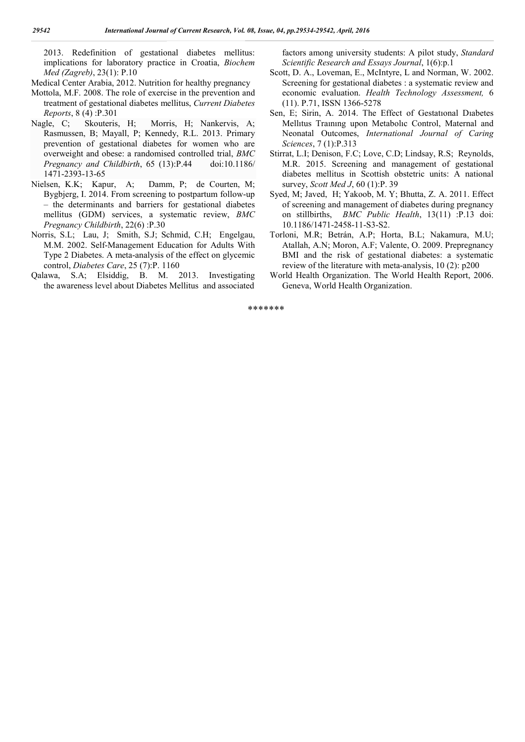2013. Redefinition of gestational diabetes mellitus: implications for laboratory practice in Croatia, *Biochem Med (Zagreb)*, 23(1): P.10

Medical Center Arabia, 2012. Nutrition for healthy pregnancy

Mottola, M.F. 2008. The role of exercise in the prevention and treatment of gestational diabetes mellitus, *Current Diabetes Reports*, 8 (4) :P.301

Nagle, C; Skouteris, H; Morris, H; Nankervis, A; Rasmussen, B; Mayall, P; Kennedy, R.L. 2013. Primary prevention of gestational diabetes for women who are overweight and obese: a randomised controlled trial, *BMC Pregnancy and Childbirth*, 65 (13):P.44 doi:10.1186/1471-2393-13-65

Nielsen, K.K; Kapur, A; Damm, P; de Courten, M; Bygbjerg, I. 2014. From screening to postpartum follow-up – the determinants and barriers for gestational diabetes mellitus (GDM) services, a systematic review, *BMC Pregnancy Childbirth*, 22(6) :P.30

Norris, S.L; Lau, J; Smith, S.J; Schmid, C.H; Engelgau, M.M. 2002. Self-Management Education for Adults With Type 2 Diabetes. A meta-analysis of the effect on glycemic control, *Diabetes Care*, 25 (7):P. 1160

Qalawa, S.A; Elsiddig, B. M. 2013. Investigating the awareness level about Diabetes Mellitus and associated factors among university students: A pilot study, *Standard Scientific Research and Essays Journal*, 1(6):p.1

Scott, D. A., Loveman, E., McIntyre, L and Norman, W. 2002. Screening for gestational diabetes : a systematic review and economic evaluation. *Health Technology Assessment,* 6 (11). P.71, ISSN 1366-5278

Sen, E; Sirin, A. 2014. The Effect of Gestatıonal Dıabetes Mellıtus Traınıng upon Metabolıc Control, Maternal and Neonatal Outcomes, *International Journal of Caring Sciences*, 7 (1):P.313

Stirrat, L.I; Denison, F.C; Love, C.D; Lindsay, R.S; Reynolds, M.R. 2015. Screening and management of gestational diabetes mellitus in Scottish obstetric units: A national survey, *Scott Med J*, 60 (1):P. 39

Syed, M; Javed, H; Yakoob, M. Y; Bhutta, Z. A. 2011. Effect of screening and management of diabetes during pregnancy on stillbirths, *BMC Public Health*, 13(11) :P.13 doi: 10.1186/1471-2458-11-S3-S2.

Torloni, M.R; Betrán, A.P; Horta, B.L; Nakamura, M.U; Atallah, A.N; Moron, A.F; Valente, O. 2009. Prepregnancy BMI and the risk of gestational diabetes: a systematic review of the literature with meta-analysis, 10 (2): p200

World Health Organization. The World Health Report, 2006. Geneva, World Health Organization.

*******